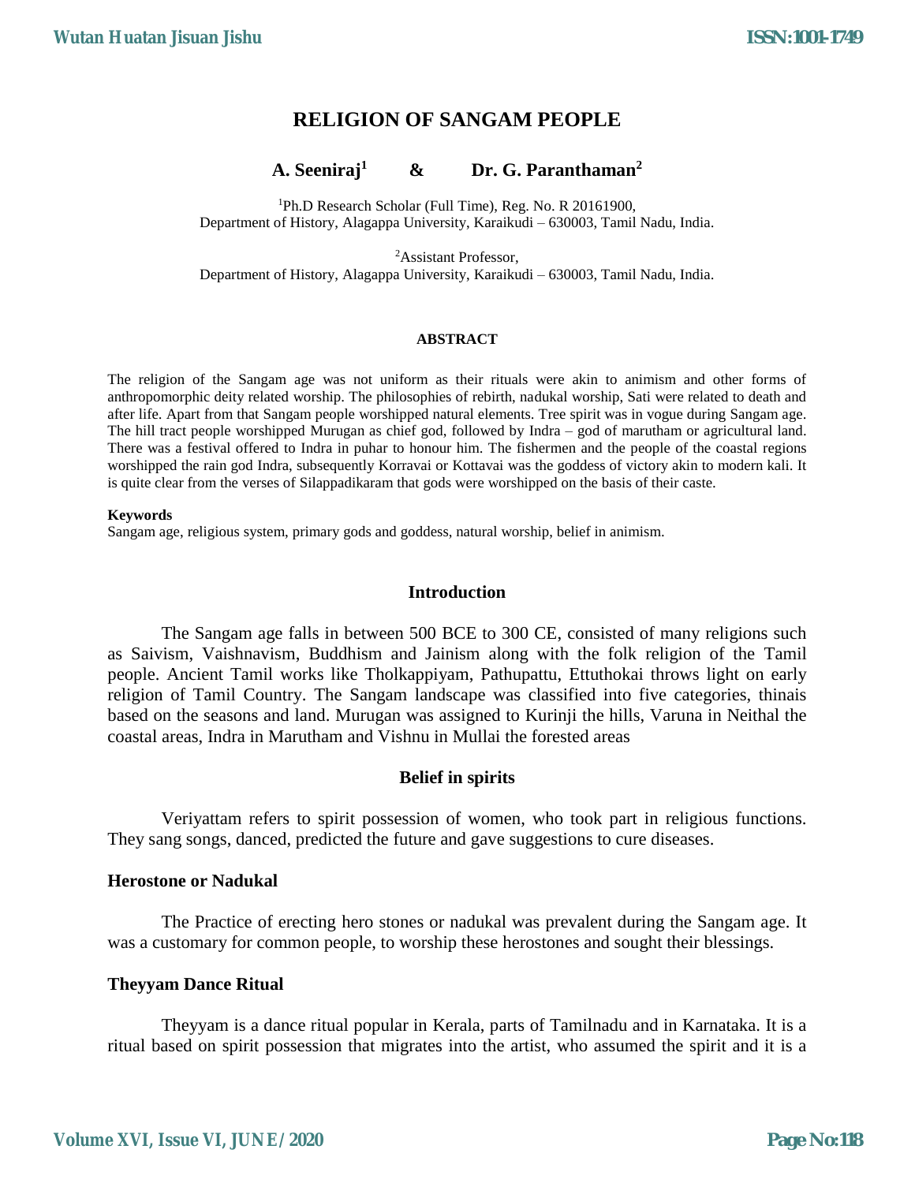# RELIGION OF SANGAM PEOPLE

**A. Seeniraj[1] & Dr. G. Paranthaman[2]**

[1]Ph.D Research Scholar (Full Time), Reg. No. R 20161900,
Department of History, Alagappa University, Karaikudi – 630003, Tamil Nadu, India.

[2]Assistant Professor,
Department of History, Alagappa University, Karaikudi – 630003, Tamil Nadu, India.

**ABSTRACT**

The religion of the Sangam age was not uniform as their rituals were akin to animism and other forms of anthropomorphic deity related worship. The philosophies of rebirth, nadukal worship, Sati were related to death and after life. Apart from that Sangam people worshipped natural elements. Tree spirit was in vogue during Sangam age. The hill tract people worshipped Murugan as chief god, followed by Indra – god of marutham or agricultural land. There was a festival offered to Indra in puhar to honour him. The fishermen and the people of the coastal regions worshipped the rain god Indra, subsequently Korravai or Kottavai was the goddess of victory akin to modern kali. It is quite clear from the verses of Silappadikaram that gods were worshipped on the basis of their caste.

**Keywords**
Sangam age, religious system, primary gods and goddess, natural worship, belief in animism.

## Introduction

The Sangam age falls in between 500 BCE to 300 CE, consisted of many religions such as Saivism, Vaishnavism, Buddhism and Jainism along with the folk religion of the Tamil people. Ancient Tamil works like Tholkappiyam, Pathupattu, Ettuthokai throws light on early religion of Tamil Country. The Sangam landscape was classified into five categories, thinais based on the seasons and land. Murugan was assigned to Kurinji the hills, Varuna in Neithal the coastal areas, Indra in Marutham and Vishnu in Mullai the forested areas

## Belief in spirits

Veriyattam refers to spirit possession of women, who took part in religious functions. They sang songs, danced, predicted the future and gave suggestions to cure diseases.

### Herostone or Nadukal

The Practice of erecting hero stones or nadukal was prevalent during the Sangam age. It was a customary for common people, to worship these herostones and sought their blessings.

### Theyyam Dance Ritual

Theyyam is a dance ritual popular in Kerala, parts of Tamilnadu and in Karnataka. It is a ritual based on spirit possession that migrates into the artist, who assumed the spirit and it is a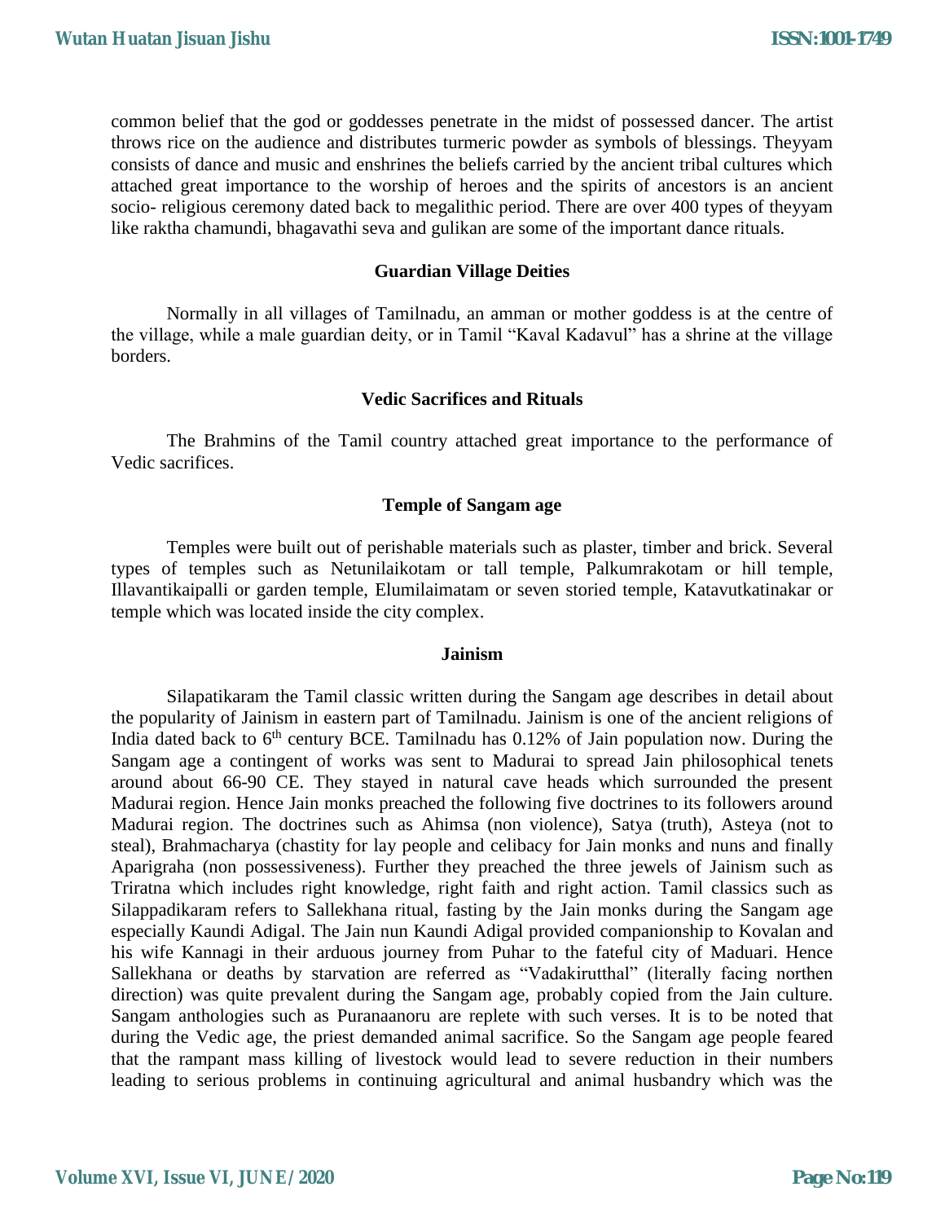common belief that the god or goddesses penetrate in the midst of possessed dancer. The artist throws rice on the audience and distributes turmeric powder as symbols of blessings. Theyyam consists of dance and music and enshrines the beliefs carried by the ancient tribal cultures which attached great importance to the worship of heroes and the spirits of ancestors is an ancient socio- religious ceremony dated back to megalithic period. There are over 400 types of theyyam like raktha chamundi, bhagavathi seva and gulikan are some of the important dance rituals.

### Guardian Village Deities

Normally in all villages of Tamilnadu, an amman or mother goddess is at the centre of the village, while a male guardian deity, or in Tamil "Kaval Kadavul" has a shrine at the village borders.

### Vedic Sacrifices and Rituals

The Brahmins of the Tamil country attached great importance to the performance of Vedic sacrifices.

### Temple of Sangam age

Temples were built out of perishable materials such as plaster, timber and brick. Several types of temples such as Netunilaikotam or tall temple, Palkumrakotam or hill temple, Illavantikaipalli or garden temple, Elumilaimatam or seven storied temple, Katavutkatinakar or temple which was located inside the city complex.

### Jainism

Silapatikaram the Tamil classic written during the Sangam age describes in detail about the popularity of Jainism in eastern part of Tamilnadu. Jainism is one of the ancient religions of India dated back to 6th century BCE. Tamilnadu has 0.12% of Jain population now. During the Sangam age a contingent of works was sent to Madurai to spread Jain philosophical tenets around about 66-90 CE. They stayed in natural cave heads which surrounded the present Madurai region. Hence Jain monks preached the following five doctrines to its followers around Madurai region. The doctrines such as Ahimsa (non violence), Satya (truth), Asteya (not to steal), Brahmacharya (chastity for lay people and celibacy for Jain monks and nuns and finally Aparigraha (non possessiveness). Further they preached the three jewels of Jainism such as Triratna which includes right knowledge, right faith and right action. Tamil classics such as Silappadikaram refers to Sallekhana ritual, fasting by the Jain monks during the Sangam age especially Kaundi Adigal. The Jain nun Kaundi Adigal provided companionship to Kovalan and his wife Kannagi in their arduous journey from Puhar to the fateful city of Maduari. Hence Sallekhana or deaths by starvation are referred as "Vadakirutthal" (literally facing northen direction) was quite prevalent during the Sangam age, probably copied from the Jain culture. Sangam anthologies such as Puranaanoru are replete with such verses. It is to be noted that during the Vedic age, the priest demanded animal sacrifice. So the Sangam age people feared that the rampant mass killing of livestock would lead to severe reduction in their numbers leading to serious problems in continuing agricultural and animal husbandry which was the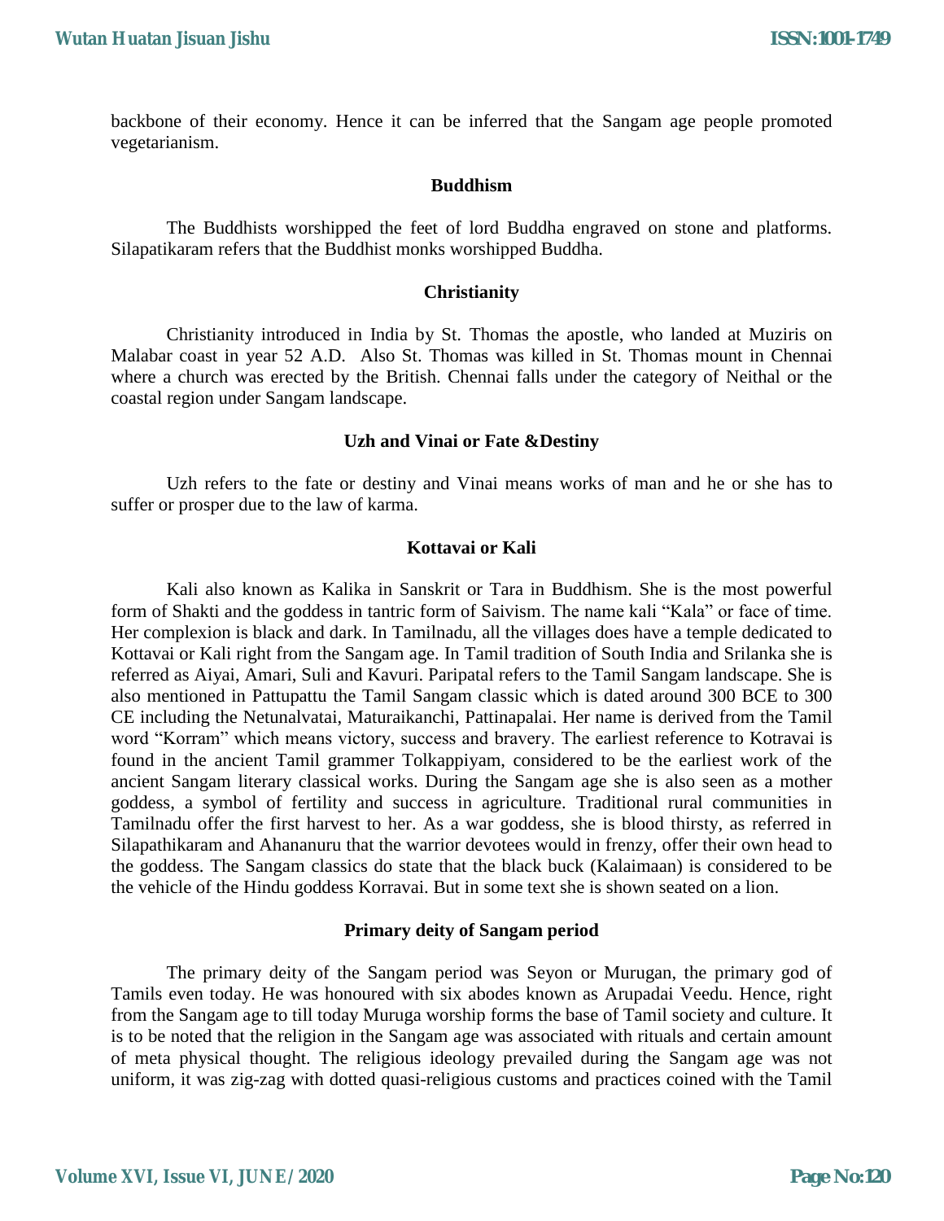backbone of their economy. Hence it can be inferred that the Sangam age people promoted vegetarianism.

### Buddhism

The Buddhists worshipped the feet of lord Buddha engraved on stone and platforms. Silapatikaram refers that the Buddhist monks worshipped Buddha.

### Christianity

Christianity introduced in India by St. Thomas the apostle, who landed at Muziris on Malabar coast in year 52 A.D. Also St. Thomas was killed in St. Thomas mount in Chennai where a church was erected by the British. Chennai falls under the category of Neithal or the coastal region under Sangam landscape.

### Uzh and Vinai or Fate &Destiny

Uzh refers to the fate or destiny and Vinai means works of man and he or she has to suffer or prosper due to the law of karma.

### Kottavai or Kali

Kali also known as Kalika in Sanskrit or Tara in Buddhism. She is the most powerful form of Shakti and the goddess in tantric form of Saivism. The name kali "Kala" or face of time. Her complexion is black and dark. In Tamilnadu, all the villages does have a temple dedicated to Kottavai or Kali right from the Sangam age. In Tamil tradition of South India and Srilanka she is referred as Aiyai, Amari, Suli and Kavuri. Paripatal refers to the Tamil Sangam landscape. She is also mentioned in Pattupattu the Tamil Sangam classic which is dated around 300 BCE to 300 CE including the Netunalvatai, Maturaikanchi, Pattinapalai. Her name is derived from the Tamil word "Korram" which means victory, success and bravery. The earliest reference to Kotravai is found in the ancient Tamil grammer Tolkappiyam, considered to be the earliest work of the ancient Sangam literary classical works. During the Sangam age she is also seen as a mother goddess, a symbol of fertility and success in agriculture. Traditional rural communities in Tamilnadu offer the first harvest to her. As a war goddess, she is blood thirsty, as referred in Silapathikaram and Ahananuru that the warrior devotees would in frenzy, offer their own head to the goddess. The Sangam classics do state that the black buck (Kalaimaan) is considered to be the vehicle of the Hindu goddess Korravai. But in some text she is shown seated on a lion.

### Primary deity of Sangam period

The primary deity of the Sangam period was Seyon or Murugan, the primary god of Tamils even today. He was honoured with six abodes known as Arupadai Veedu. Hence, right from the Sangam age to till today Muruga worship forms the base of Tamil society and culture. It is to be noted that the religion in the Sangam age was associated with rituals and certain amount of meta physical thought. The religious ideology prevailed during the Sangam age was not uniform, it was zig-zag with dotted quasi-religious customs and practices coined with the Tamil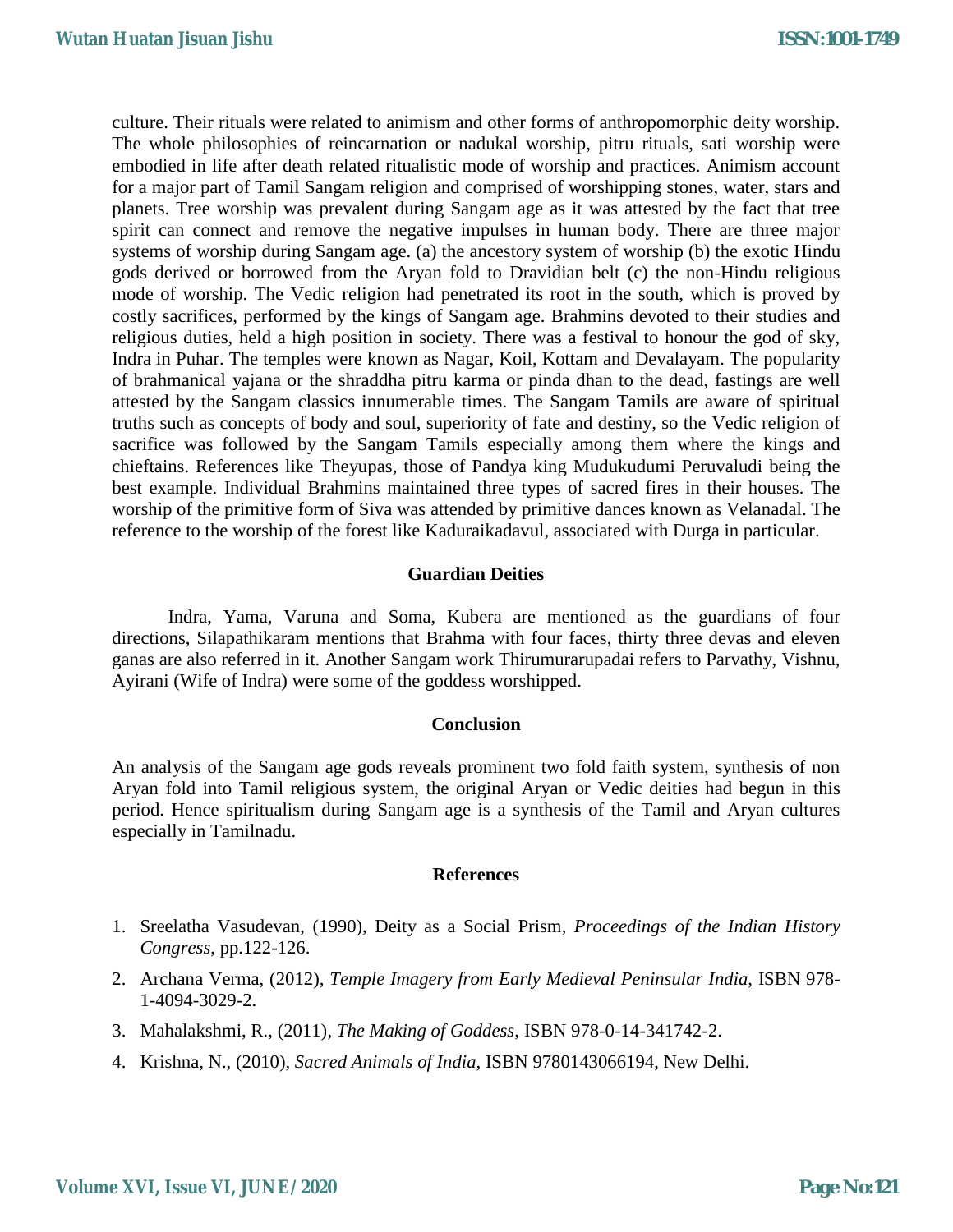culture. Their rituals were related to animism and other forms of anthropomorphic deity worship. The whole philosophies of reincarnation or nadukal worship, pitru rituals, sati worship were embodied in life after death related ritualistic mode of worship and practices. Animism account for a major part of Tamil Sangam religion and comprised of worshipping stones, water, stars and planets. Tree worship was prevalent during Sangam age as it was attested by the fact that tree spirit can connect and remove the negative impulses in human body. There are three major systems of worship during Sangam age. (a) the ancestory system of worship (b) the exotic Hindu gods derived or borrowed from the Aryan fold to Dravidian belt (c) the non-Hindu religious mode of worship. The Vedic religion had penetrated its root in the south, which is proved by costly sacrifices, performed by the kings of Sangam age. Brahmins devoted to their studies and religious duties, held a high position in society. There was a festival to honour the god of sky, Indra in Puhar. The temples were known as Nagar, Koil, Kottam and Devalayam. The popularity of brahmanical yajana or the shraddha pitru karma or pinda dhan to the dead, fastings are well attested by the Sangam classics innumerable times. The Sangam Tamils are aware of spiritual truths such as concepts of body and soul, superiority of fate and destiny, so the Vedic religion of sacrifice was followed by the Sangam Tamils especially among them where the kings and chieftains. References like Theyupas, those of Pandya king Mudukudumi Peruvaludi being the best example. Individual Brahmins maintained three types of sacred fires in their houses. The worship of the primitive form of Siva was attended by primitive dances known as Velanadal. The reference to the worship of the forest like Kaduraikadavul, associated with Durga in particular.

## Guardian Deities

Indra, Yama, Varuna and Soma, Kubera are mentioned as the guardians of four directions, Silapathikaram mentions that Brahma with four faces, thirty three devas and eleven ganas are also referred in it. Another Sangam work Thirumurarupadai refers to Parvathy, Vishnu, Ayirani (Wife of Indra) were some of the goddess worshipped.

## Conclusion

An analysis of the Sangam age gods reveals prominent two fold faith system, synthesis of non Aryan fold into Tamil religious system, the original Aryan or Vedic deities had begun in this period. Hence spiritualism during Sangam age is a synthesis of the Tamil and Aryan cultures especially in Tamilnadu.

## References

1. Sreelatha Vasudevan, (1990), Deity as a Social Prism, *Proceedings of the Indian History Congress*, pp.122-126.
2. Archana Verma, (2012), *Temple Imagery from Early Medieval Peninsular India*, ISBN 978-1-4094-3029-2.
3. Mahalakshmi, R., (2011), *The Making of Goddess*, ISBN 978-0-14-341742-2.
4. Krishna, N., (2010), *Sacred Animals of India*, ISBN 9780143066194, New Delhi.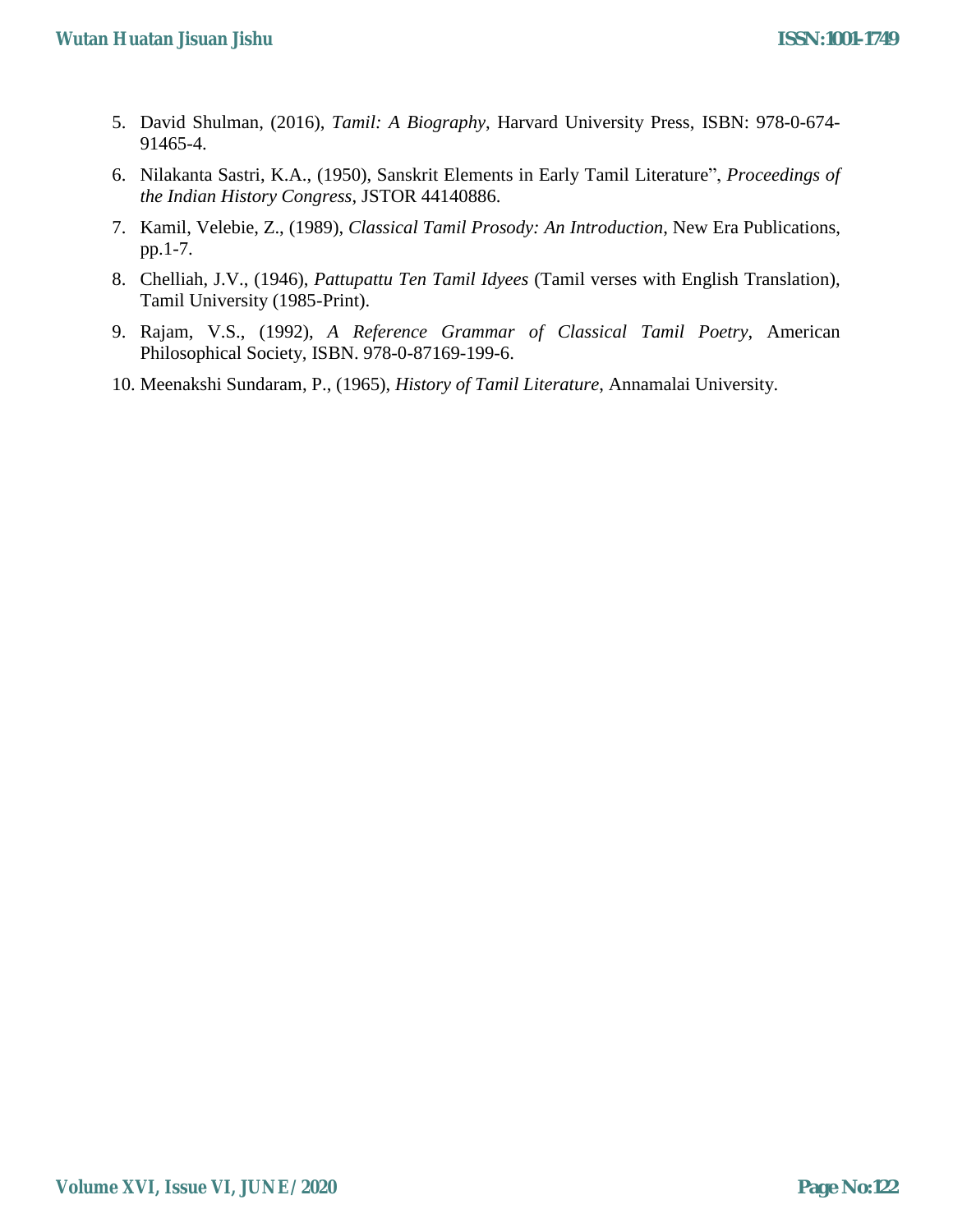5. David Shulman, (2016), *Tamil: A Biography*, Harvard University Press, ISBN: 978-0-674-91465-4.
6. Nilakanta Sastri, K.A., (1950), Sanskrit Elements in Early Tamil Literature", *Proceedings of the Indian History Congress*, JSTOR 44140886.
7. Kamil, Velebie, Z., (1989), *Classical Tamil Prosody: An Introduction*, New Era Publications, pp.1-7.
8. Chelliah, J.V., (1946), *Pattupattu Ten Tamil Idyees* (Tamil verses with English Translation), Tamil University (1985-Print).
9. Rajam, V.S., (1992), *A Reference Grammar of Classical Tamil Poetry*, American Philosophical Society, ISBN. 978-0-87169-199-6.
10. Meenakshi Sundaram, P., (1965), *History of Tamil Literature*, Annamalai University.